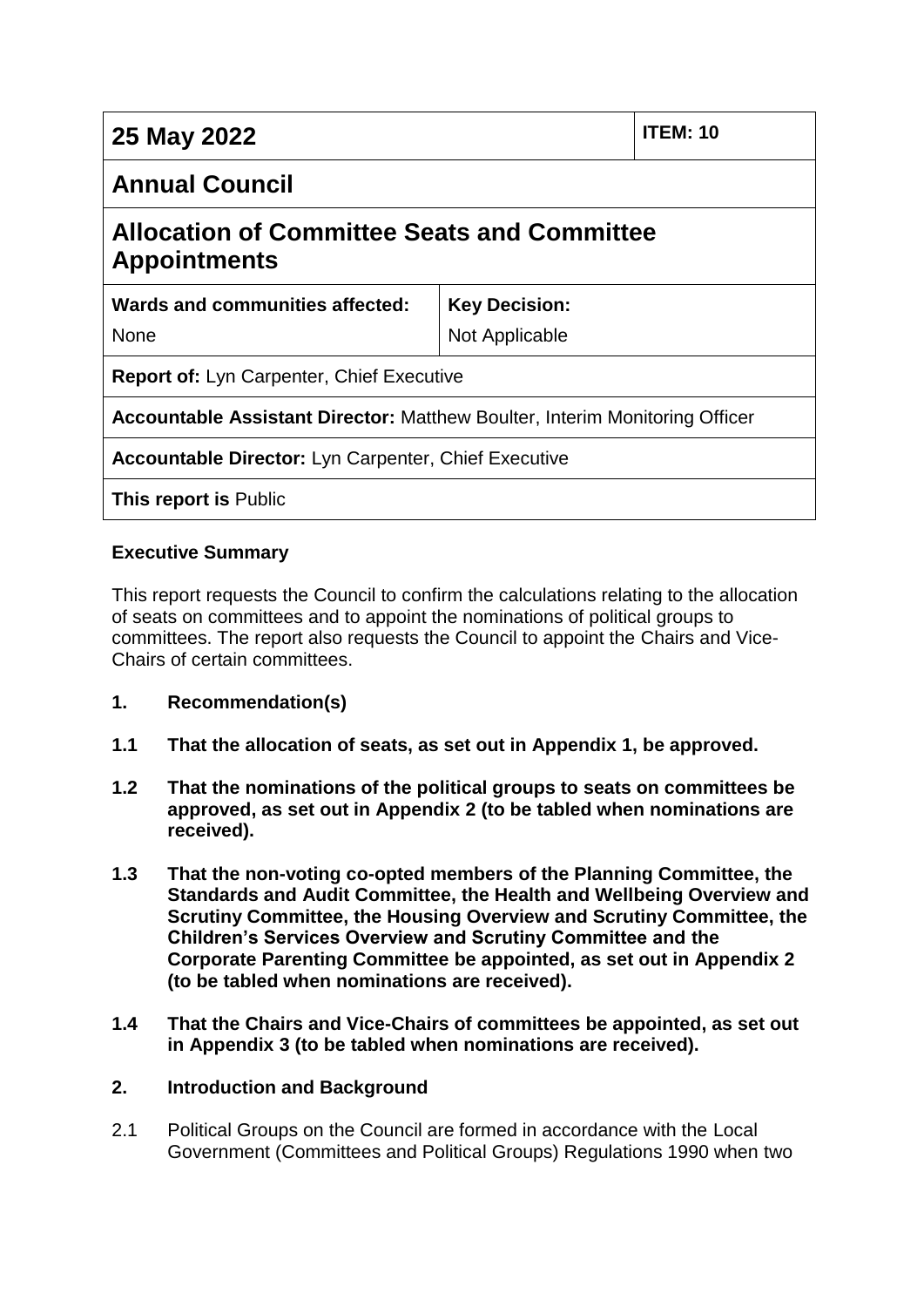| 25 May 2022 | | ITEM: 10 |
| --- | --- | --- |
| **Annual Council** | | |
| **Allocation of Committee Seats and Committee Appointments** | | |
| **Wards and communities affected:** None | **Key Decision:** Not Applicable | |
| **Report of:** Lyn Carpenter, Chief Executive | | |
| **Accountable Assistant Director:** Matthew Boulter, Interim Monitoring Officer | | |
| **Accountable Director:** Lyn Carpenter, Chief Executive | | |
| **This report is** Public | | |

**Executive Summary**

This report requests the Council to confirm the calculations relating to the allocation of seats on committees and to appoint the nominations of political groups to committees. The report also requests the Council to appoint the Chairs and Vice-Chairs of certain committees.

## 1. Recommendation(s)

**1.1 That the allocation of seats, as set out in Appendix 1, be approved.**

**1.2 That the nominations of the political groups to seats on committees be approved, as set out in Appendix 2 (to be tabled when nominations are received).**

**1.3 That the non-voting co-opted members of the Planning Committee, the Standards and Audit Committee, the Health and Wellbeing Overview and Scrutiny Committee, the Housing Overview and Scrutiny Committee, the Children's Services Overview and Scrutiny Committee and the Corporate Parenting Committee be appointed, as set out in Appendix 2 (to be tabled when nominations are received).**

**1.4 That the Chairs and Vice-Chairs of committees be appointed, as set out in Appendix 3 (to be tabled when nominations are received).**

## 2. Introduction and Background

2.1 Political Groups on the Council are formed in accordance with the Local Government (Committees and Political Groups) Regulations 1990 when two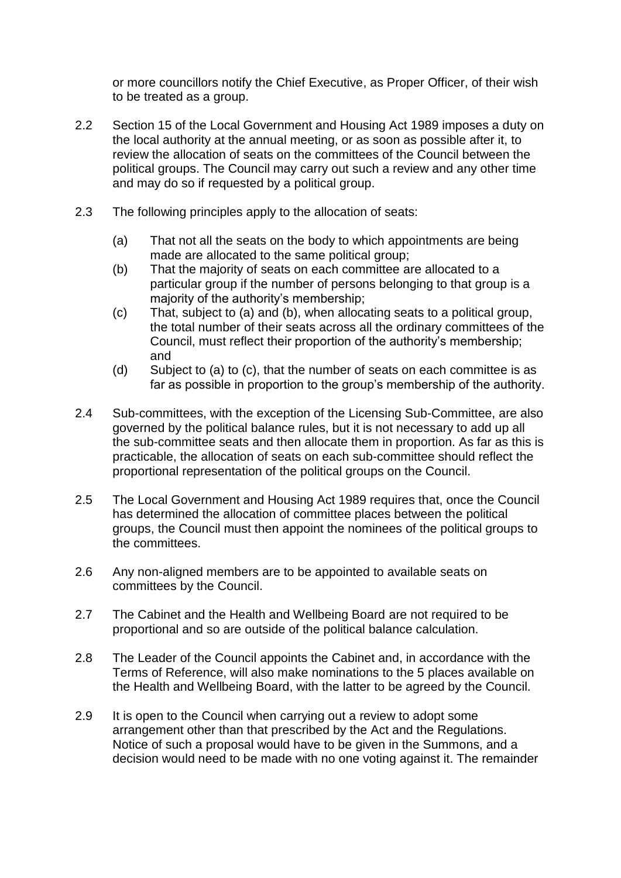or more councillors notify the Chief Executive, as Proper Officer, of their wish to be treated as a group.

2.2 Section 15 of the Local Government and Housing Act 1989 imposes a duty on the local authority at the annual meeting, or as soon as possible after it, to review the allocation of seats on the committees of the Council between the political groups. The Council may carry out such a review and any other time and may do so if requested by a political group.

2.3 The following principles apply to the allocation of seats:

- (a) That not all the seats on the body to which appointments are being made are allocated to the same political group;
- (b) That the majority of seats on each committee are allocated to a particular group if the number of persons belonging to that group is a majority of the authority's membership;
- (c) That, subject to (a) and (b), when allocating seats to a political group, the total number of their seats across all the ordinary committees of the Council, must reflect their proportion of the authority's membership; and
- (d) Subject to (a) to (c), that the number of seats on each committee is as far as possible in proportion to the group's membership of the authority.

2.4 Sub-committees, with the exception of the Licensing Sub-Committee, are also governed by the political balance rules, but it is not necessary to add up all the sub-committee seats and then allocate them in proportion. As far as this is practicable, the allocation of seats on each sub-committee should reflect the proportional representation of the political groups on the Council.

2.5 The Local Government and Housing Act 1989 requires that, once the Council has determined the allocation of committee places between the political groups, the Council must then appoint the nominees of the political groups to the committees.

2.6 Any non-aligned members are to be appointed to available seats on committees by the Council.

2.7 The Cabinet and the Health and Wellbeing Board are not required to be proportional and so are outside of the political balance calculation.

2.8 The Leader of the Council appoints the Cabinet and, in accordance with the Terms of Reference, will also make nominations to the 5 places available on the Health and Wellbeing Board, with the latter to be agreed by the Council.

2.9 It is open to the Council when carrying out a review to adopt some arrangement other than that prescribed by the Act and the Regulations. Notice of such a proposal would have to be given in the Summons, and a decision would need to be made with no one voting against it. The remainder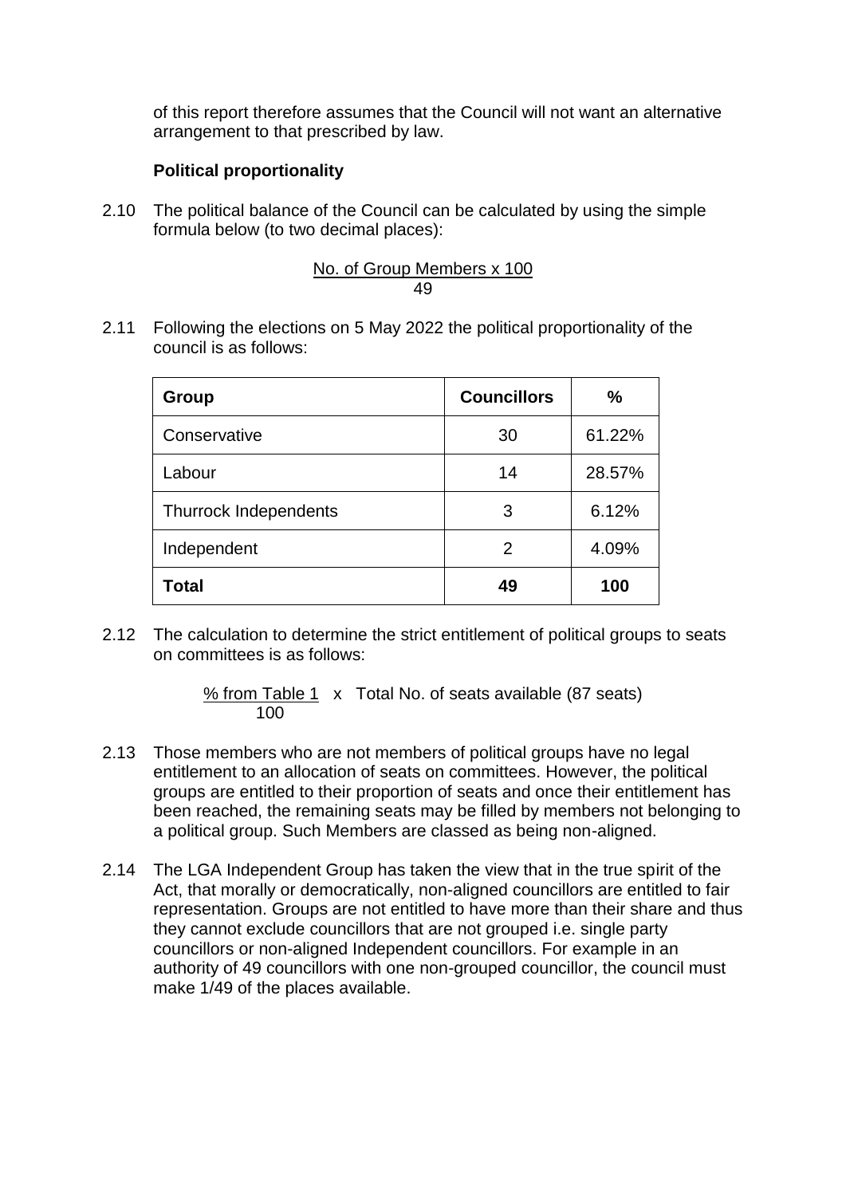of this report therefore assumes that the Council will not want an alternative arrangement to that prescribed by law.

**Political proportionality**

2.10 The political balance of the Council can be calculated by using the simple formula below (to two decimal places):

$$\frac{\text{No. of Group Members} \times 100}{49}$$

2.11 Following the elections on 5 May 2022 the political proportionality of the council is as follows:

| Group | Councillors | % |
|---|---|---|
| Conservative | 30 | 61.22% |
| Labour | 14 | 28.57% |
| Thurrock Independents | 3 | 6.12% |
| Independent | 2 | 4.09% |
| **Total** | **49** | **100** |

2.12 The calculation to determine the strict entitlement of political groups to seats on committees is as follows:

$$\frac{\text{\% from Table 1}}{100} \times \text{Total No. of seats available (87 seats)}$$

2.13 Those members who are not members of political groups have no legal entitlement to an allocation of seats on committees. However, the political groups are entitled to their proportion of seats and once their entitlement has been reached, the remaining seats may be filled by members not belonging to a political group. Such Members are classed as being non-aligned.

2.14 The LGA Independent Group has taken the view that in the true spirit of the Act, that morally or democratically, non-aligned councillors are entitled to fair representation. Groups are not entitled to have more than their share and thus they cannot exclude councillors that are not grouped i.e. single party councillors or non-aligned Independent councillors. For example in an authority of 49 councillors with one non-grouped councillor, the council must make 1/49 of the places available.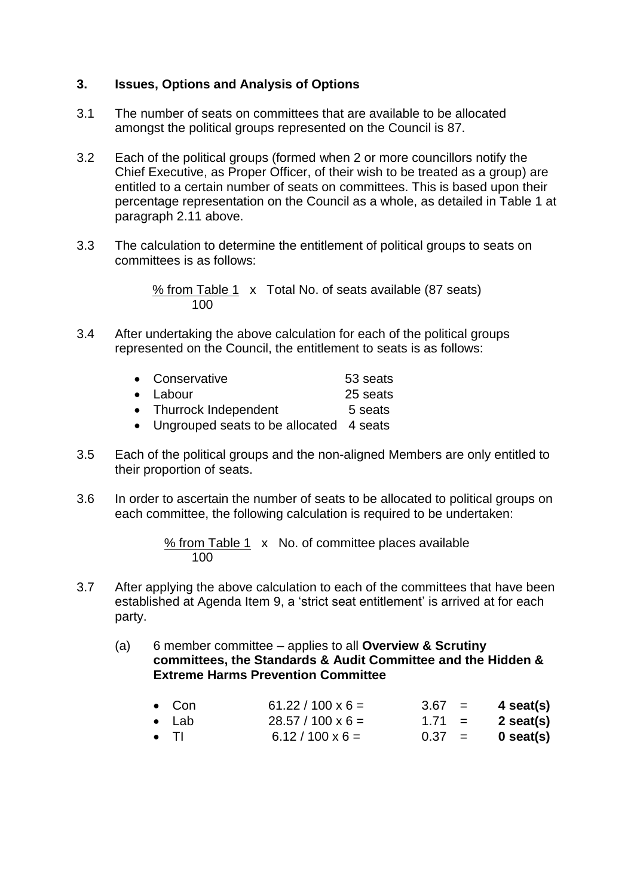### 3. Issues, Options and Analysis of Options

3.1 The number of seats on committees that are available to be allocated amongst the political groups represented on the Council is 87.

3.2 Each of the political groups (formed when 2 or more councillors notify the Chief Executive, as Proper Officer, of their wish to be treated as a group) are entitled to a certain number of seats on committees. This is based upon their percentage representation on the Council as a whole, as detailed in Table 1 at paragraph 2.11 above.

3.3 The calculation to determine the entitlement of political groups to seats on committees is as follows:

$$\frac{\text{\% from Table 1}}{100} \times \text{Total No. of seats available (87 seats)}$$

3.4 After undertaking the above calculation for each of the political groups represented on the Council, the entitlement to seats is as follows:

- Conservative 53 seats
- Labour 25 seats
- Thurrock Independent 5 seats
- Ungrouped seats to be allocated 4 seats

3.5 Each of the political groups and the non-aligned Members are only entitled to their proportion of seats.

3.6 In order to ascertain the number of seats to be allocated to political groups on each committee, the following calculation is required to be undertaken:

$$\frac{\text{\% from Table 1}}{100} \times \text{No. of committee places available}$$

3.7 After applying the above calculation to each of the committees that have been established at Agenda Item 9, a 'strict seat entitlement' is arrived at for each party.

(a) 6 member committee – applies to all **Overview & Scrutiny committees, the Standards & Audit Committee and the Hidden & Extreme Harms Prevention Committee**

- Con 61.22 / 100 x 6 = 3.67 = **4 seat(s)**
- Lab 28.57 / 100 x 6 = 1.71 = **2 seat(s)**
- TI 6.12 / 100 x 6 = 0.37 = **0 seat(s)**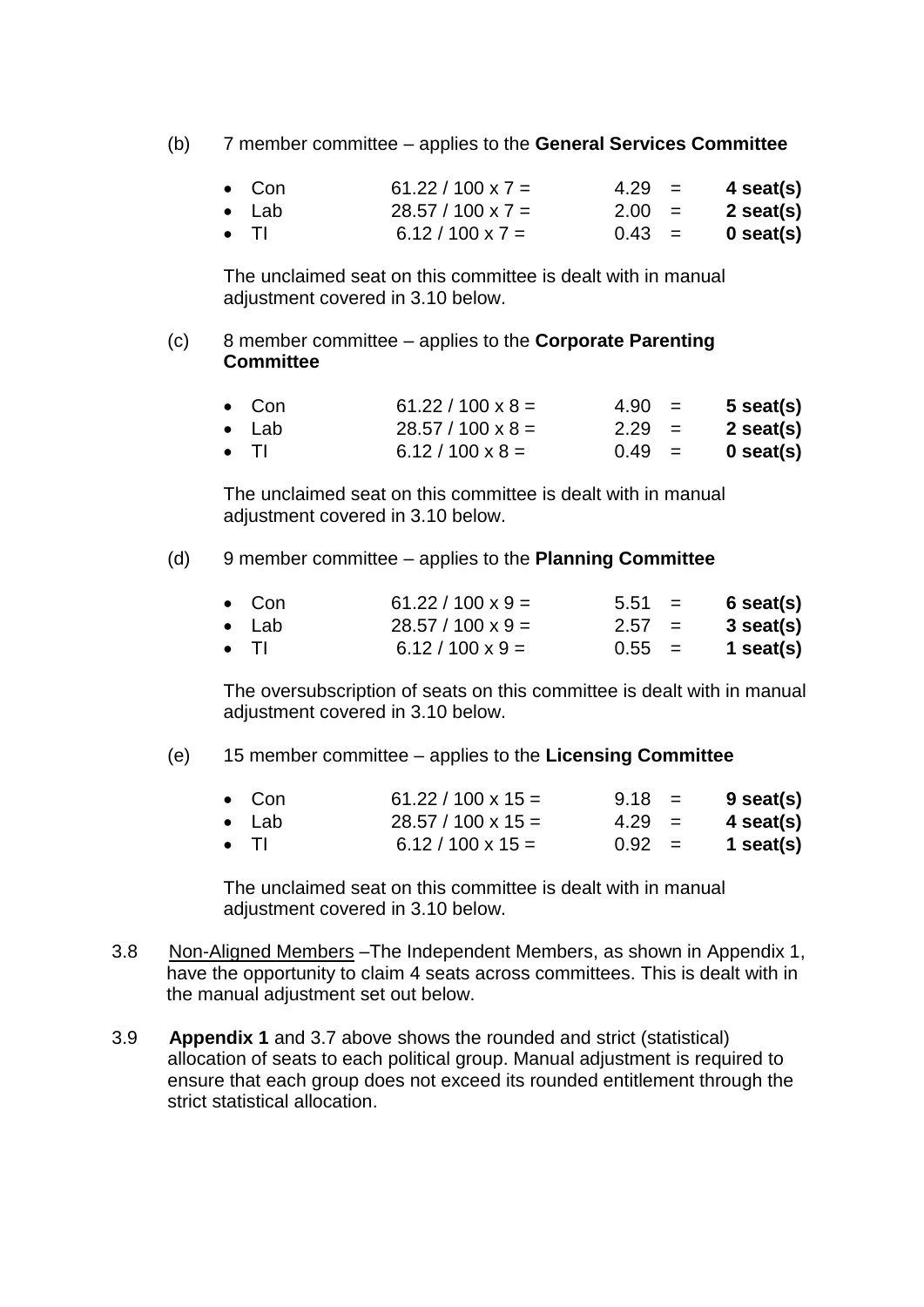(b) 7 member committee – applies to the **General Services Committee**

- Con 61.22 / 100 x 7 = 4.29 = **4 seat(s)**
- Lab 28.57 / 100 x 7 = 2.00 = **2 seat(s)**
- TI 6.12 / 100 x 7 = 0.43 = **0 seat(s)**

The unclaimed seat on this committee is dealt with in manual adjustment covered in 3.10 below.

(c) 8 member committee – applies to the **Corporate Parenting Committee**

- Con 61.22 / 100 x 8 = 4.90 = **5 seat(s)**
- Lab 28.57 / 100 x 8 = 2.29 = **2 seat(s)**
- TI 6.12 / 100 x 8 = 0.49 = **0 seat(s)**

The unclaimed seat on this committee is dealt with in manual adjustment covered in 3.10 below.

(d) 9 member committee – applies to the **Planning Committee**

- Con 61.22 / 100 x 9 = 5.51 = **6 seat(s)**
- Lab 28.57 / 100 x 9 = 2.57 = **3 seat(s)**
- TI 6.12 / 100 x 9 = 0.55 = **1 seat(s)**

The oversubscription of seats on this committee is dealt with in manual adjustment covered in 3.10 below.

(e) 15 member committee – applies to the **Licensing Committee**

- Con 61.22 / 100 x 15 = 9.18 = **9 seat(s)**
- Lab 28.57 / 100 x 15 = 4.29 = **4 seat(s)**
- TI 6.12 / 100 x 15 = 0.92 = **1 seat(s)**

The unclaimed seat on this committee is dealt with in manual adjustment covered in 3.10 below.

3.8 Non-Aligned Members –The Independent Members, as shown in Appendix 1, have the opportunity to claim 4 seats across committees. This is dealt with in the manual adjustment set out below.

3.9 **Appendix 1** and 3.7 above shows the rounded and strict (statistical) allocation of seats to each political group. Manual adjustment is required to ensure that each group does not exceed its rounded entitlement through the strict statistical allocation.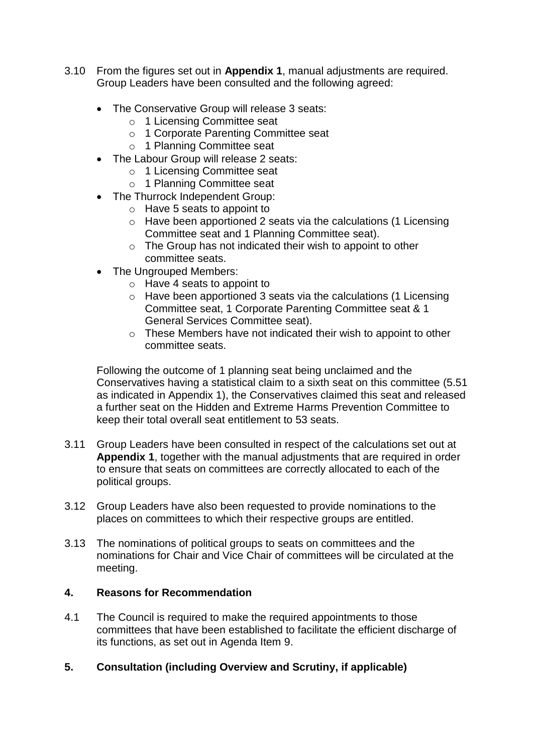3.10 From the figures set out in **Appendix 1**, manual adjustments are required. Group Leaders have been consulted and the following agreed:

- The Conservative Group will release 3 seats:
    - 1 Licensing Committee seat
    - 1 Corporate Parenting Committee seat
    - 1 Planning Committee seat
- The Labour Group will release 2 seats:
    - 1 Licensing Committee seat
    - 1 Planning Committee seat
- The Thurrock Independent Group:
    - Have 5 seats to appoint to
    - Have been apportioned 2 seats via the calculations (1 Licensing Committee seat and 1 Planning Committee seat).
    - The Group has not indicated their wish to appoint to other committee seats.
- The Ungrouped Members:
    - Have 4 seats to appoint to
    - Have been apportioned 3 seats via the calculations (1 Licensing Committee seat, 1 Corporate Parenting Committee seat & 1 General Services Committee seat).
    - These Members have not indicated their wish to appoint to other committee seats.

Following the outcome of 1 planning seat being unclaimed and the Conservatives having a statistical claim to a sixth seat on this committee (5.51 as indicated in Appendix 1), the Conservatives claimed this seat and released a further seat on the Hidden and Extreme Harms Prevention Committee to keep their total overall seat entitlement to 53 seats.

3.11 Group Leaders have been consulted in respect of the calculations set out at **Appendix 1**, together with the manual adjustments that are required in order to ensure that seats on committees are correctly allocated to each of the political groups.

3.12 Group Leaders have also been requested to provide nominations to the places on committees to which their respective groups are entitled.

3.13 The nominations of political groups to seats on committees and the nominations for Chair and Vice Chair of committees will be circulated at the meeting.

## 4. Reasons for Recommendation

4.1 The Council is required to make the required appointments to those committees that have been established to facilitate the efficient discharge of its functions, as set out in Agenda Item 9.

## 5. Consultation (including Overview and Scrutiny, if applicable)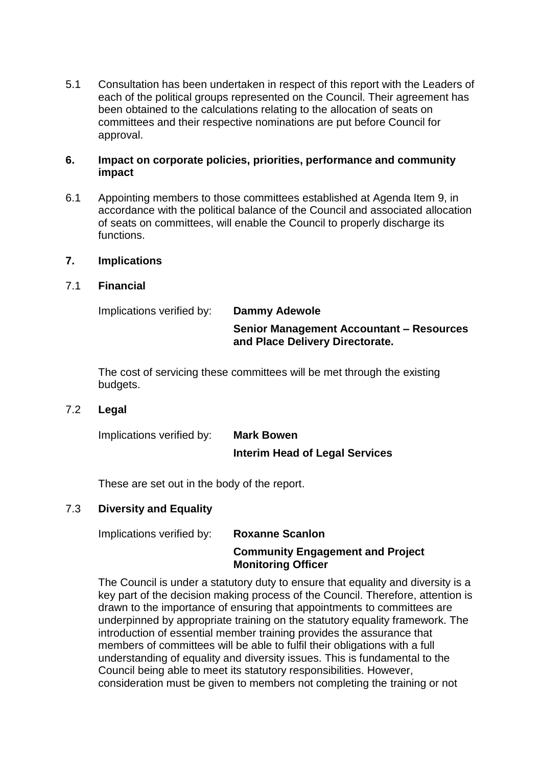5.1 Consultation has been undertaken in respect of this report with the Leaders of each of the political groups represented on the Council. Their agreement has been obtained to the calculations relating to the allocation of seats on committees and their respective nominations are put before Council for approval.

## 6. Impact on corporate policies, priorities, performance and community impact

6.1 Appointing members to those committees established at Agenda Item 9, in accordance with the political balance of the Council and associated allocation of seats on committees, will enable the Council to properly discharge its functions.

## 7. Implications

### 7.1 Financial

Implications verified by: **Dammy Adewole**

**Senior Management Accountant – Resources and Place Delivery Directorate.**

The cost of servicing these committees will be met through the existing budgets.

### 7.2 Legal

Implications verified by: **Mark Bowen**

**Interim Head of Legal Services**

These are set out in the body of the report.

### 7.3 Diversity and Equality

Implications verified by: **Roxanne Scanlon**

**Community Engagement and Project Monitoring Officer**

The Council is under a statutory duty to ensure that equality and diversity is a key part of the decision making process of the Council. Therefore, attention is drawn to the importance of ensuring that appointments to committees are underpinned by appropriate training on the statutory equality framework. The introduction of essential member training provides the assurance that members of committees will be able to fulfil their obligations with a full understanding of equality and diversity issues. This is fundamental to the Council being able to meet its statutory responsibilities. However, consideration must be given to members not completing the training or not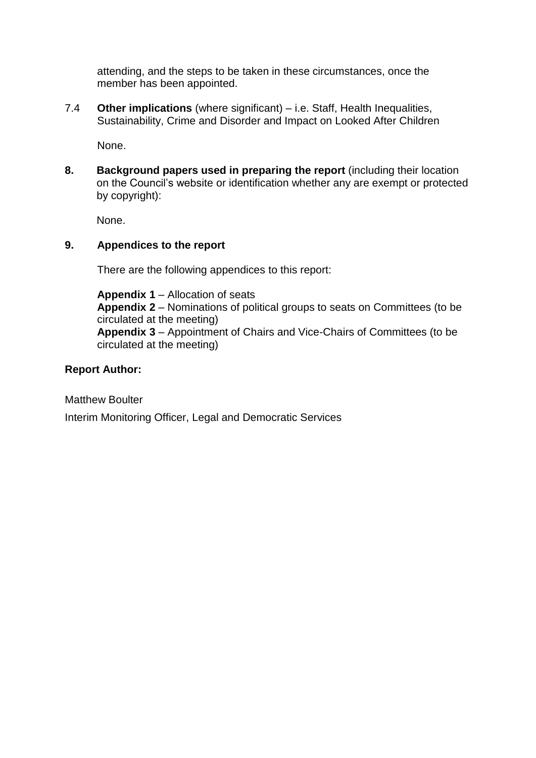attending, and the steps to be taken in these circumstances, once the member has been appointed.

7.4 **Other implications** (where significant) – i.e. Staff, Health Inequalities, Sustainability, Crime and Disorder and Impact on Looked After Children

None.

**8. Background papers used in preparing the report** (including their location on the Council's website or identification whether any are exempt or protected by copyright):

None.

**9. Appendices to the report**

There are the following appendices to this report:

**Appendix 1** – Allocation of seats
**Appendix 2** – Nominations of political groups to seats on Committees (to be circulated at the meeting)
**Appendix 3** – Appointment of Chairs and Vice-Chairs of Committees (to be circulated at the meeting)

**Report Author:**

Matthew Boulter

Interim Monitoring Officer, Legal and Democratic Services